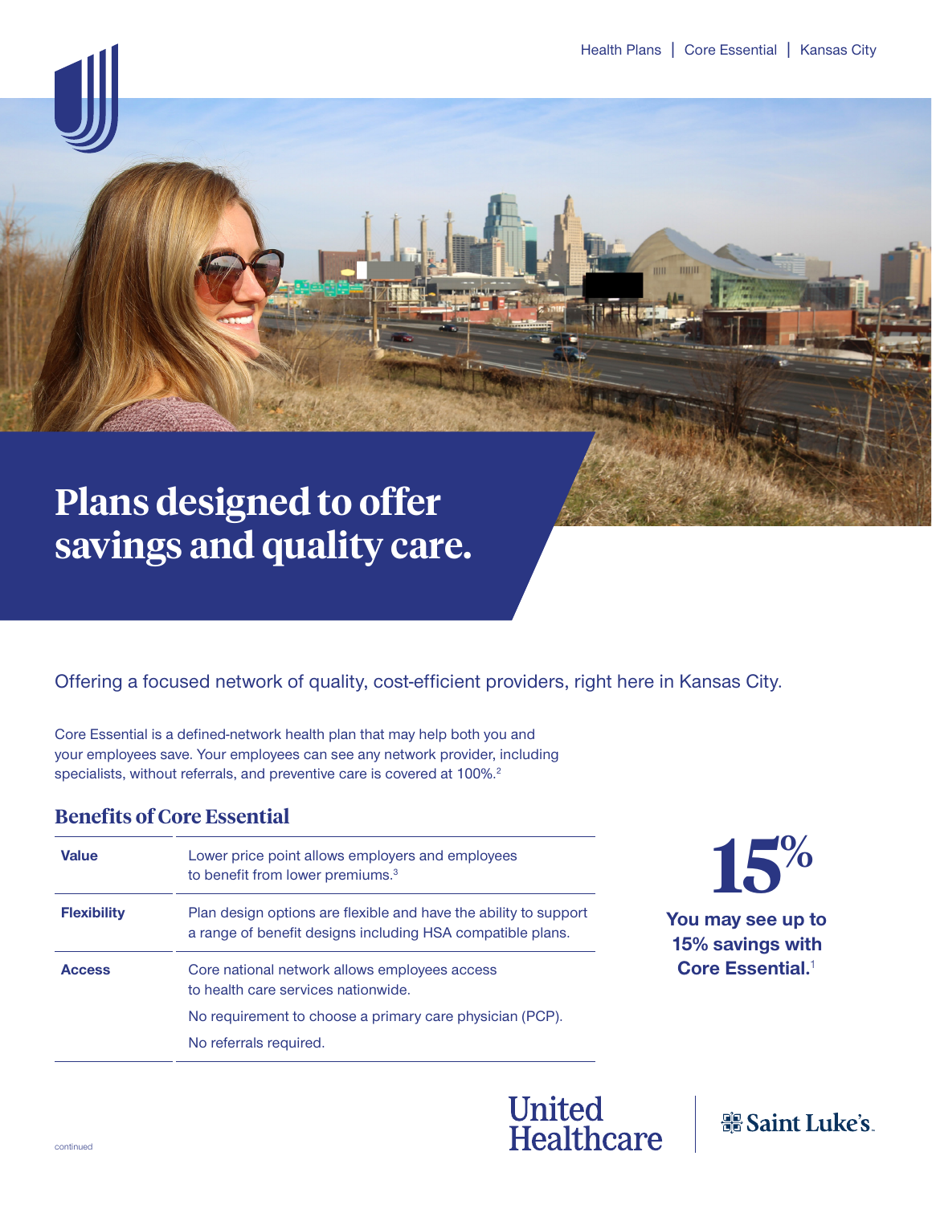Health Plans | Core Essential | Kansas City

# Plans designed to offer savings and quality care.

Offering a focused network of quality, cost-efficient providers, right here in Kansas City.

Core Essential is a defined-network health plan that may help both you and your employees save. Your employees can see any network provider, including specialists, without referrals, and preventive care is covered at 100%.[2]

## Benefits of Core Essential

| | |
|---|---|
| **Value** | Lower price point allows employers and employees to benefit from lower premiums.[3] |
| **Flexibility** | Plan design options are flexible and have the ability to support a range of benefit designs including HSA compatible plans. |
| **Access** | Core national network allows employees access to health care services nationwide.<br>No requirement to choose a primary care physician (PCP).<br>No referrals required. |

**15%**

**You may see up to 15% savings with Core Essential.**[1]

United Healthcare | Saint Luke's

continued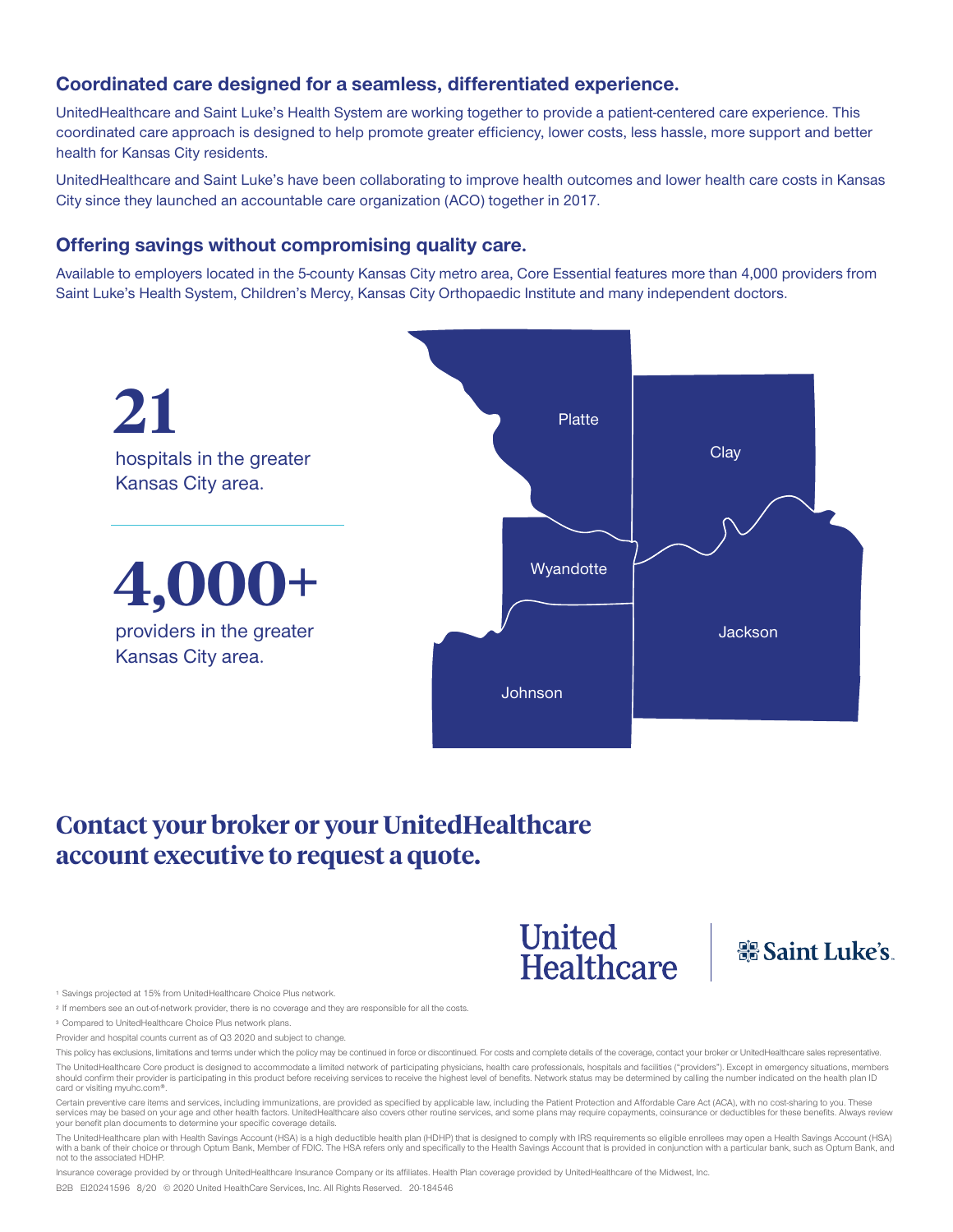## Coordinated care designed for a seamless, differentiated experience.

UnitedHealthcare and Saint Luke's Health System are working together to provide a patient-centered care experience. This coordinated care approach is designed to help promote greater efficiency, lower costs, less hassle, more support and better health for Kansas City residents.

UnitedHealthcare and Saint Luke's have been collaborating to improve health outcomes and lower health care costs in Kansas City since they launched an accountable care organization (ACO) together in 2017.

## Offering savings without compromising quality care.

Available to employers located in the 5-county Kansas City metro area, Core Essential features more than 4,000 providers from Saint Luke's Health System, Children's Mercy, Kansas City Orthopaedic Institute and many independent doctors.

**21**
hospitals in the greater Kansas City area.

**4,000+**
providers in the greater Kansas City area.

Platte
Clay
Wyandotte
Jackson
Johnson

## Contact your broker or your UnitedHealthcare account executive to request a quote.

United Healthcare | Saint Luke's

[1] Savings projected at 15% from UnitedHealthcare Choice Plus network.

[2] If members see an out-of-network provider, there is no coverage and they are responsible for all the costs.

[3] Compared to UnitedHealthcare Choice Plus network plans.

Provider and hospital counts current as of Q3 2020 and subject to change.

This policy has exclusions, limitations and terms under which the policy may be continued in force or discontinued. For costs and complete details of the coverage, contact your broker or UnitedHealthcare sales representative.

The UnitedHealthcare Core product is designed to accommodate a limited network of participating physicians, health care professionals, hospitals and facilities ("providers"). Except in emergency situations, members should confirm their provider is participating in this product before receiving services to receive the highest level of benefits. Network status may be determined by calling the number indicated on the health plan ID card or visiting myuhc.com®.

Certain preventive care items and services, including immunizations, are provided as specified by applicable law, including the Patient Protection and Affordable Care Act (ACA), with no cost-sharing to you. These services may be based on your age and other health factors. UnitedHealthcare also covers other routine services, and some plans may require copayments, coinsurance or deductibles for these benefits. Always review your benefit plan documents to determine your specific coverage details.

The UnitedHealthcare plan with Health Savings Account (HSA) is a high deductible health plan (HDHP) that is designed to comply with IRS requirements so eligible enrollees may open a Health Savings Account (HSA) with a bank of their choice or through Optum Bank, Member of FDIC. The HSA refers only and specifically to the Health Savings Account that is provided in conjunction with a particular bank, such as Optum Bank, and not to the associated HDHP.

Insurance coverage provided by or through UnitedHealthcare Insurance Company or its affiliates. Health Plan coverage provided by UnitedHealthcare of the Midwest, Inc.

B2B EI20241596 8/20 © 2020 United HealthCare Services, Inc. All Rights Reserved. 20-184546